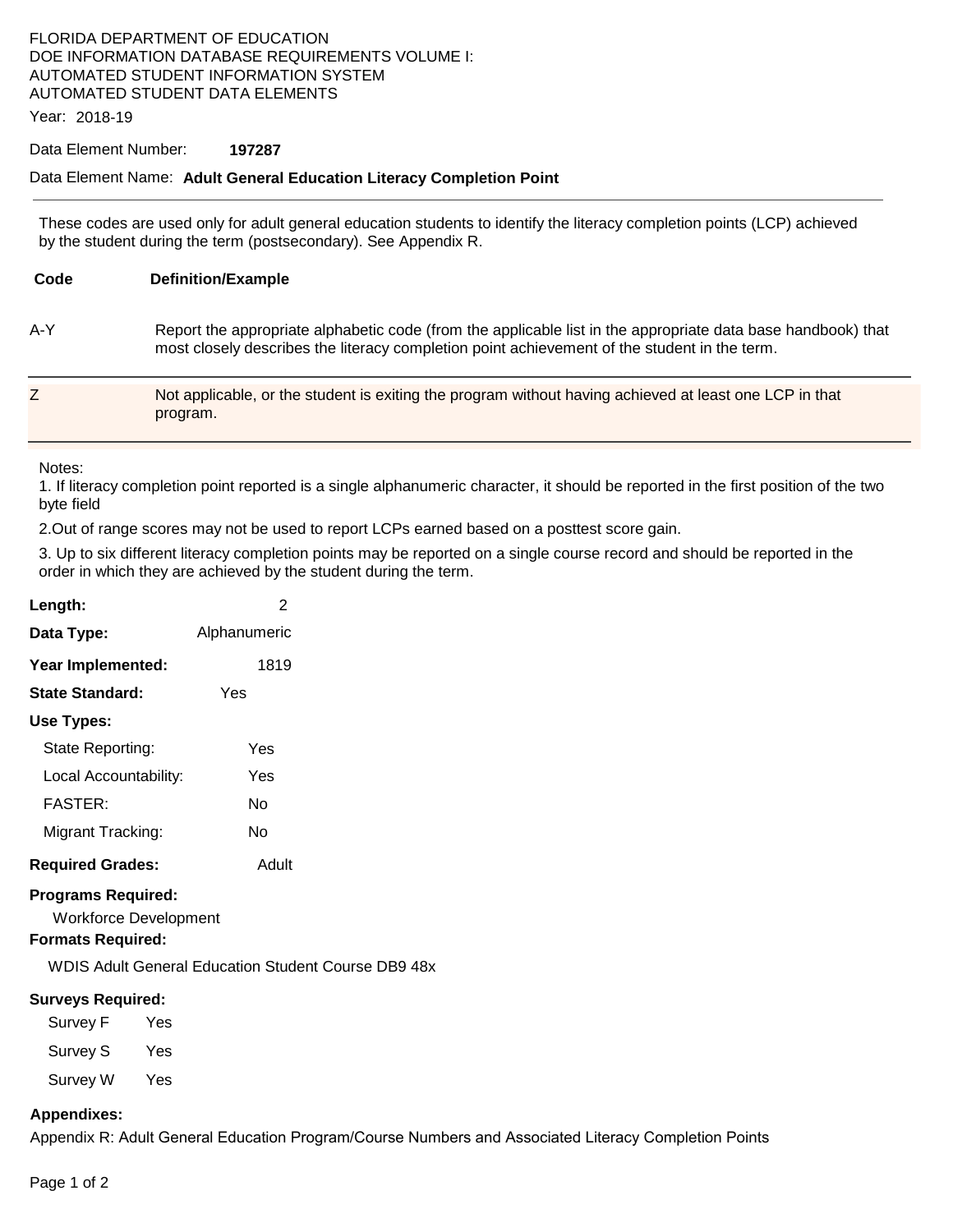FLORIDA DEPARTMENT OF EDUCATION
DOE INFORMATION DATABASE REQUIREMENTS VOLUME I:
AUTOMATED STUDENT INFORMATION SYSTEM
AUTOMATED STUDENT DATA ELEMENTS

Year: 2018-19

Data Element Number: **197287**

Data Element Name: **Adult General Education Literacy Completion Point**

---

These codes are used only for adult general education students to identify the literacy completion points (LCP) achieved by the student during the term (postsecondary). See Appendix R.

| Code | Definition/Example |
|---|---|
| A-Y | Report the appropriate alphabetic code (from the applicable list in the appropriate data base handbook) that most closely describes the literacy completion point achievement of the student in the term. |
| Z | Not applicable, or the student is exiting the program without having achieved at least one LCP in that program. |

Notes:

1. If literacy completion point reported is a single alphanumeric character, it should be reported in the first position of the two byte field

2. Out of range scores may not be used to report LCPs earned based on a posttest score gain.

3. Up to six different literacy completion points may be reported on a single course record and should be reported in the order in which they are achieved by the student during the term.

**Length:** 2

**Data Type:** Alphanumeric

**Year Implemented:** 1819

**State Standard:** Yes

**Use Types:**

- State Reporting: Yes
- Local Accountability: Yes
- FASTER: No
- Migrant Tracking: No

**Required Grades:** Adult

**Programs Required:**

Workforce Development

**Formats Required:**

WDIS Adult General Education Student Course DB9 48x

**Surveys Required:**

- Survey F Yes
- Survey S Yes
- Survey W Yes

**Appendixes:**

Appendix R: Adult General Education Program/Course Numbers and Associated Literacy Completion Points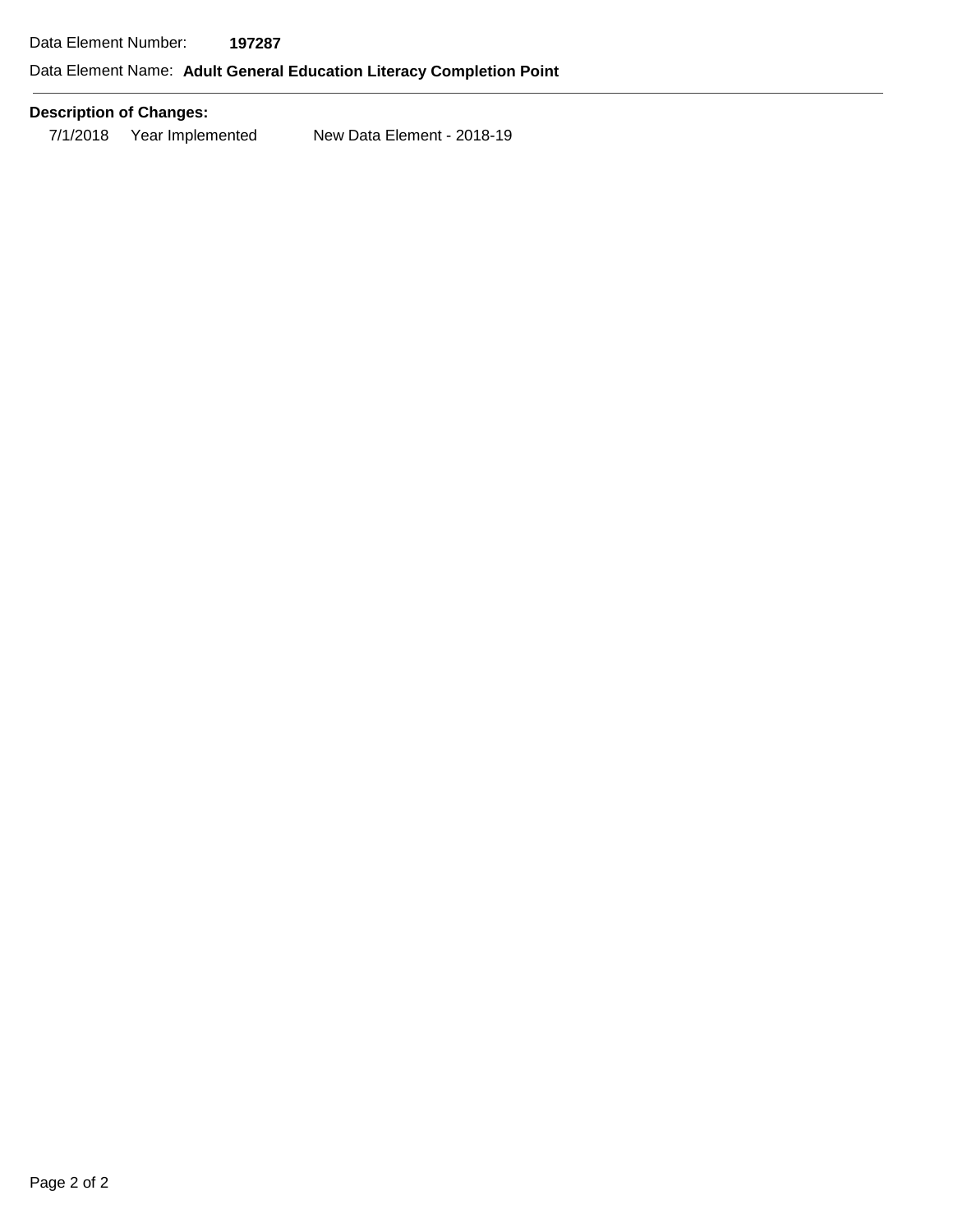Data Element Number: **197287**

Data Element Name: **Adult General Education Literacy Completion Point**

---

**Description of Changes:**

| | | |
|---|---|---|
| 7/1/2018 | Year Implemented | New Data Element - 2018-19 |